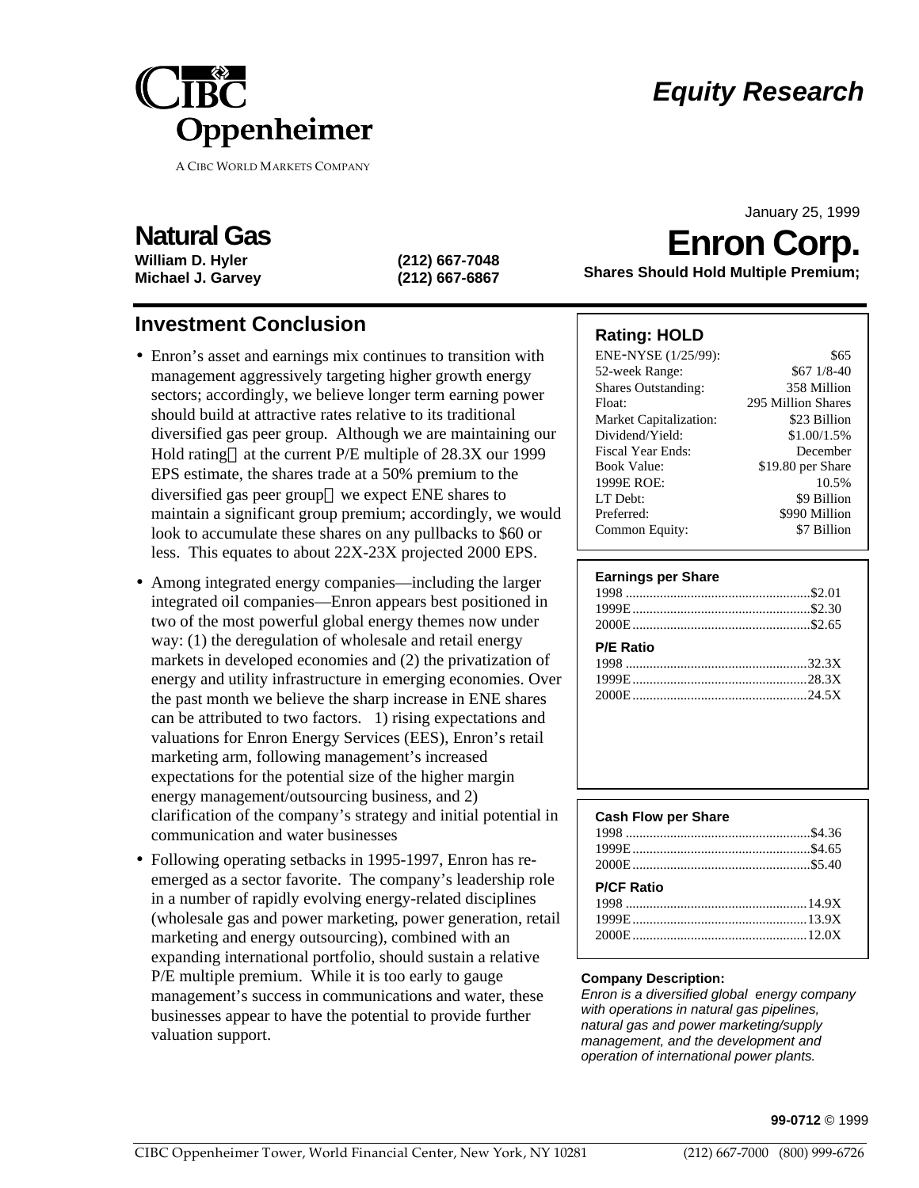# Equity Research

January 25, 1999

## Natural Gas

**William D. Hyler** (212) 667-7048
**Michael J. Garvey** (212) 667-6867

# Enron Corp.

**Shares Should Hold Multiple Premium;**

## Investment Conclusion

- Enron's asset and earnings mix continues to transition with management aggressively targeting higher growth energy sectors; accordingly, we believe longer term earning power should build at attractive rates relative to its traditional diversified gas peer group. Although we are maintaining our Hold rating at the current P/E multiple of 28.3X our 1999 EPS estimate, the shares trade at a 50% premium to the diversified gas peer group we expect ENE shares to maintain a significant group premium; accordingly, we would look to accumulate these shares on any pullbacks to $60 or less. This equates to about 22X-23X projected 2000 EPS.
- Among integrated energy companies—including the larger integrated oil companies—Enron appears best positioned in two of the most powerful global energy themes now under way: (1) the deregulation of wholesale and retail energy markets in developed economies and (2) the privatization of energy and utility infrastructure in emerging economies. Over the past month we believe the sharp increase in ENE shares can be attributed to two factors. 1) rising expectations and valuations for Enron Energy Services (EES), Enron's retail marketing arm, following management's increased expectations for the potential size of the higher margin energy management/outsourcing business, and 2) clarification of the company's strategy and initial potential in communication and water businesses
- Following operating setbacks in 1995-1997, Enron has re-emerged as a sector favorite. The company's leadership role in a number of rapidly evolving energy-related disciplines (wholesale gas and power marketing, power generation, retail marketing and energy outsourcing), combined with an expanding international portfolio, should sustain a relative P/E multiple premium. While it is too early to gauge management's success in communications and water, these businesses appear to have the potential to provide further valuation support.

### Rating: HOLD

| | |
|---|---|
| ENE-NYSE (1/25/99): | $65 |
| 52-week Range: | $67 1/8-40 |
| Shares Outstanding: | 358 Million |
| Float: | 295 Million Shares |
| Market Capitalization: | $23 Billion |
| Dividend/Yield: | $1.00/1.5% |
| Fiscal Year Ends: | December |
| Book Value: | $19.80 per Share |
| 1999E ROE: | 10.5% |
| LT Debt: | $9 Billion |
| Preferred: | $990 Million |
| Common Equity: | $7 Billion |

**Earnings per Share**

| | |
|---|---|
| 1998 | $2.01 |
| 1999E | $2.30 |
| 2000E | $2.65 |

**P/E Ratio**

| | |
|---|---|
| 1998 | 32.3X |
| 1999E | 28.3X |
| 2000E | 24.5X |

**Cash Flow per Share**

| | |
|---|---|
| 1998 | $4.36 |
| 1999E | $4.65 |
| 2000E | $5.40 |

**P/CF Ratio**

| | |
|---|---|
| 1998 | 14.9X |
| 1999E | 13.9X |
| 2000E | 12.0X |

**Company Description:**
*Enron is a diversified global energy company with operations in natural gas pipelines, natural gas and power marketing/supply management, and the development and operation of international power plants.*

**99-0712** © 1999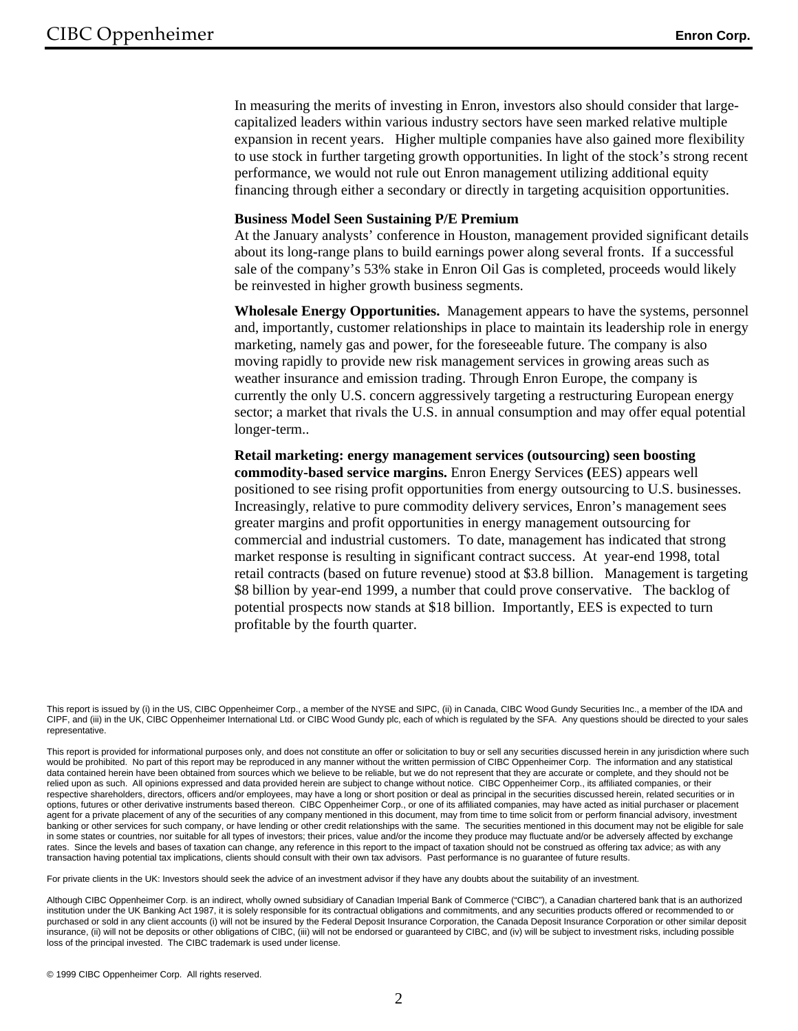In measuring the merits of investing in Enron, investors also should consider that large-capitalized leaders within various industry sectors have seen marked relative multiple expansion in recent years. Higher multiple companies have also gained more flexibility to use stock in further targeting growth opportunities. In light of the stock's strong recent performance, we would not rule out Enron management utilizing additional equity financing through either a secondary or directly in targeting acquisition opportunities.

**Business Model Seen Sustaining P/E Premium**

At the January analysts' conference in Houston, management provided significant details about its long-range plans to build earnings power along several fronts. If a successful sale of the company's 53% stake in Enron Oil Gas is completed, proceeds would likely be reinvested in higher growth business segments.

**Wholesale Energy Opportunities.** Management appears to have the systems, personnel and, importantly, customer relationships in place to maintain its leadership role in energy marketing, namely gas and power, for the foreseeable future. The company is also moving rapidly to provide new risk management services in growing areas such as weather insurance and emission trading. Through Enron Europe, the company is currently the only U.S. concern aggressively targeting a restructuring European energy sector; a market that rivals the U.S. in annual consumption and may offer equal potential longer-term..

**Retail marketing: energy management services (outsourcing) seen boosting commodity-based service margins.** Enron Energy Services **(**EES) appears well positioned to see rising profit opportunities from energy outsourcing to U.S. businesses. Increasingly, relative to pure commodity delivery services, Enron's management sees greater margins and profit opportunities in energy management outsourcing for commercial and industrial customers. To date, management has indicated that strong market response is resulting in significant contract success. At year-end 1998, total retail contracts (based on future revenue) stood at $3.8 billion. Management is targeting $8 billion by year-end 1999, a number that could prove conservative. The backlog of potential prospects now stands at $18 billion. Importantly, EES is expected to turn profitable by the fourth quarter.

This report is issued by (i) in the US, CIBC Oppenheimer Corp., a member of the NYSE and SIPC, (ii) in Canada, CIBC Wood Gundy Securities Inc., a member of the IDA and CIPF, and (iii) in the UK, CIBC Oppenheimer International Ltd. or CIBC Wood Gundy plc, each of which is regulated by the SFA. Any questions should be directed to your sales representative.

This report is provided for informational purposes only, and does not constitute an offer or solicitation to buy or sell any securities discussed herein in any jurisdiction where such would be prohibited. No part of this report may be reproduced in any manner without the written permission of CIBC Oppenheimer Corp. The information and any statistical data contained herein have been obtained from sources which we believe to be reliable, but we do not represent that they are accurate or complete, and they should not be relied upon as such. All opinions expressed and data provided herein are subject to change without notice. CIBC Oppenheimer Corp., its affiliated companies, or their respective shareholders, directors, officers and/or employees, may have a long or short position or deal as principal in the securities discussed herein, related securities or in options, futures or other derivative instruments based thereon. CIBC Oppenheimer Corp., or one of its affiliated companies, may have acted as initial purchaser or placement agent for a private placement of any of the securities of any company mentioned in this document, may from time to time solicit from or perform financial advisory, investment banking or other services for such company, or have lending or other credit relationships with the same. The securities mentioned in this document may not be eligible for sale in some states or countries, nor suitable for all types of investors; their prices, value and/or the income they produce may fluctuate and/or be adversely affected by exchange rates. Since the levels and bases of taxation can change, any reference in this report to the impact of taxation should not be construed as offering tax advice; as with any transaction having potential tax implications, clients should consult with their own tax advisors. Past performance is no guarantee of future results.

For private clients in the UK: Investors should seek the advice of an investment advisor if they have any doubts about the suitability of an investment.

Although CIBC Oppenheimer Corp. is an indirect, wholly owned subsidiary of Canadian Imperial Bank of Commerce ("CIBC"), a Canadian chartered bank that is an authorized institution under the UK Banking Act 1987, it is solely responsible for its contractual obligations and commitments, and any securities products offered or recommended to or purchased or sold in any client accounts (i) will not be insured by the Federal Deposit Insurance Corporation, the Canada Deposit Insurance Corporation or other similar deposit insurance, (ii) will not be deposits or other obligations of CIBC, (iii) will not be endorsed or guaranteed by CIBC, and (iv) will be subject to investment risks, including possible loss of the principal invested. The CIBC trademark is used under license.

© 1999 CIBC Oppenheimer Corp. All rights reserved.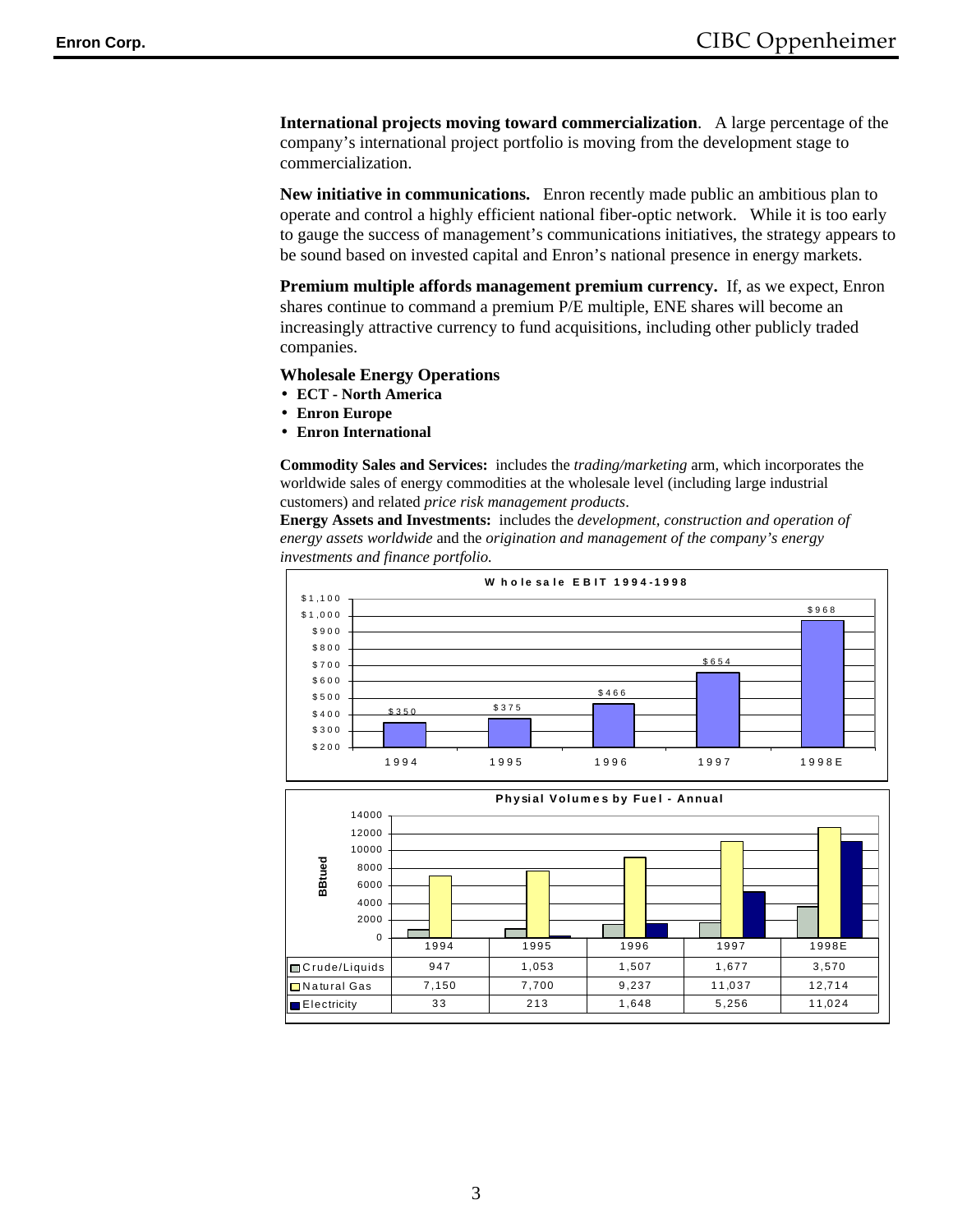**International projects moving toward commercialization**. A large percentage of the company's international project portfolio is moving from the development stage to commercialization.

**New initiative in communications.** Enron recently made public an ambitious plan to operate and control a highly efficient national fiber-optic network. While it is too early to gauge the success of management's communications initiatives, the strategy appears to be sound based on invested capital and Enron's national presence in energy markets.

**Premium multiple affords management premium currency.** If, as we expect, Enron shares continue to command a premium P/E multiple, ENE shares will become an increasingly attractive currency to fund acquisitions, including other publicly traded companies.

**Wholesale Energy Operations**

- **ECT - North America**
- **Enron Europe**
- **Enron International**

**Commodity Sales and Services:** includes the *trading/marketing* arm, which incorporates the worldwide sales of energy commodities at the wholesale level (including large industrial customers) and related *price risk management products*.

**Energy Assets and Investments:** includes the *development, construction and operation of energy assets worldwide* and the *origination and management of the company's energy investments and finance portfolio.*

**Wholesale EBIT 1994-1998**

| 1994 | 1995 | 1996 | 1997 | 1998E |
|---|---|---|---|---|
| $350 | $375 | $466 | $654 | $968 |

**Physial Volumes by Fuel - Annual** (BBtued)

| | 1994 | 1995 | 1996 | 1997 | 1998E |
|---|---|---|---|---|---|
| Crude/Liquids | 947 | 1,053 | 1,507 | 1,677 | 3,570 |
| Natural Gas | 7,150 | 7,700 | 9,237 | 11,037 | 12,714 |
| Electricity | 33 | 213 | 1,648 | 5,256 | 11,024 |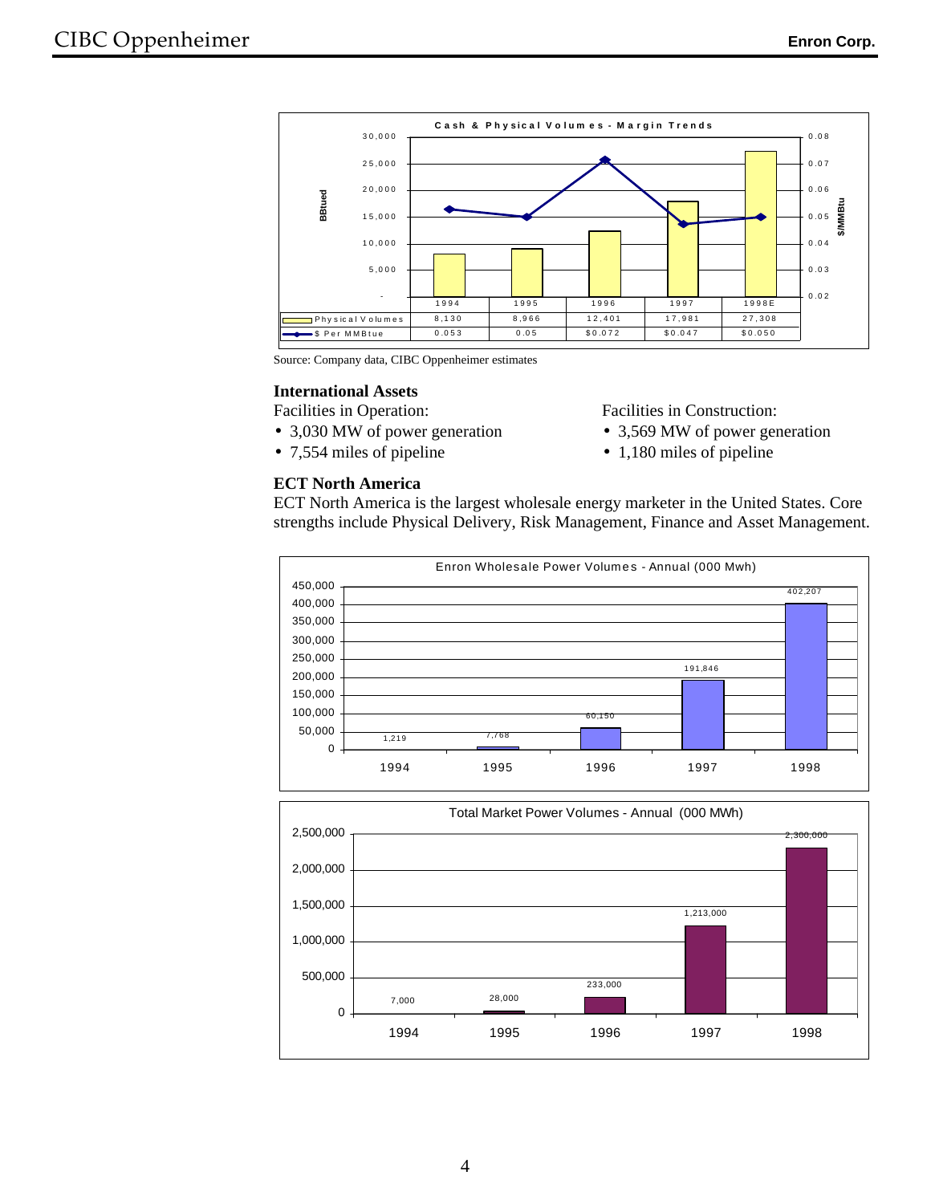**Cash & Physical Volumes - Margin Trends**

| | 1994 | 1995 | 1996 | 1997 | 1998E |
|---|---|---|---|---|---|
| Physical Volumes | 8,130 | 8,966 | 12,401 | 17,981 | 27,308 |
| $ Per MMBtue | 0.053 | 0.05 | $0.072 | $0.047 | $0.050 |

Source: Company data, CIBC Oppenheimer estimates

### International Assets

Facilities in Operation:

- 3,030 MW of power generation
- 7,554 miles of pipeline

Facilities in Construction:

- 3,569 MW of power generation
- 1,180 miles of pipeline

### ECT North America

ECT North America is the largest wholesale energy marketer in the United States. Core strengths include Physical Delivery, Risk Management, Finance and Asset Management.

**Enron Wholesale Power Volumes - Annual (000 Mwh)**

| 1994 | 1995 | 1996 | 1997 | 1998 |
|---|---|---|---|---|
| 1,219 | 7,768 | 60,150 | 191,846 | 402,207 |

**Total Market Power Volumes - Annual (000 MWh)**

| 1994 | 1995 | 1996 | 1997 | 1998 |
|---|---|---|---|---|
| 7,000 | 28,000 | 233,000 | 1,213,000 | 2,300,000 |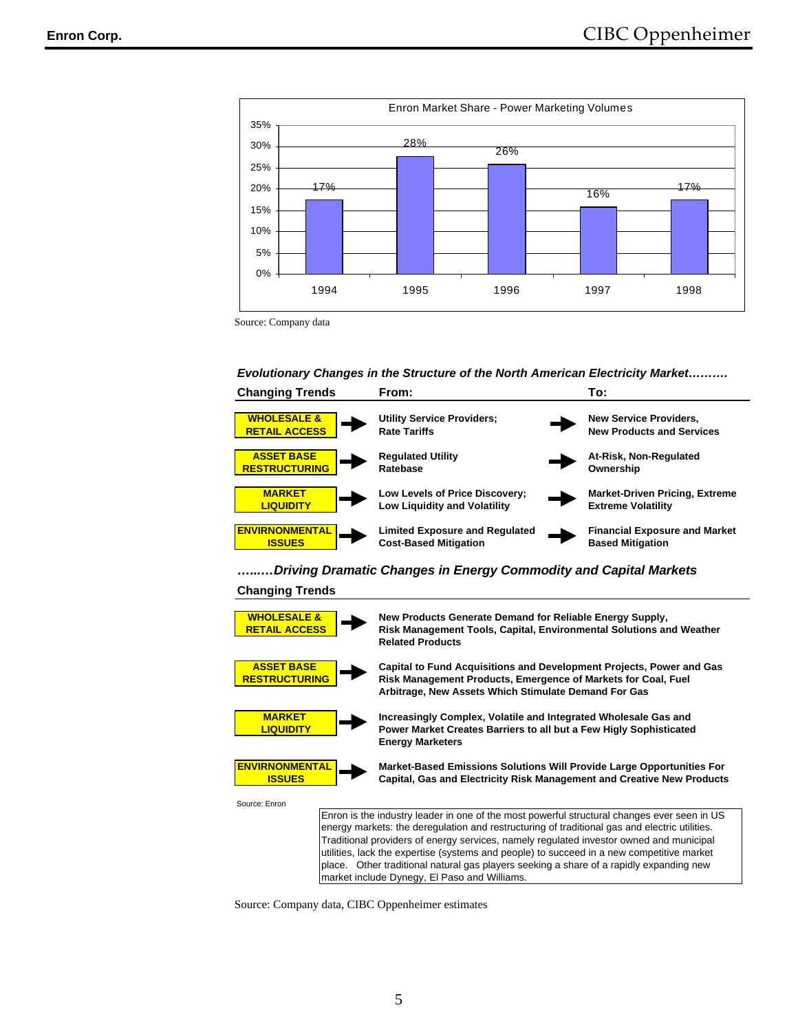**Enron Market Share - Power Marketing Volumes**

| Year | Market Share |
|---|---|
| 1994 | 17% |
| 1995 | 28% |
| 1996 | 26% |
| 1997 | 16% |
| 1998 | 17% |

Source: Company data

***Evolutionary Changes in the Structure of the North American Electricity Market……….***

| Changing Trends | From: | To: |
|---|---|---|
| **WHOLESALE & RETAIL ACCESS** | **Utility Service Providers; Rate Tariffs** | **New Service Providers, New Products and Services** |
| **ASSET BASE RESTRUCTURING** | **Regulated Utility Ratebase** | **At-Risk, Non-Regulated Ownership** |
| **MARKET LIQUIDITY** | **Low Levels of Price Discovery; Low Liquidity and Volatility** | **Market-Driven Pricing, Extreme Extreme Volatility** |
| **ENVIRNONMENTAL ISSUES** | **Limited Exposure and Regulated Cost-Based Mitigation** | **Financial Exposure and Market Based Mitigation** |

***…..…Driving Dramatic Changes in Energy Commodity and Capital Markets***

| Changing Trends | |
|---|---|
| **WHOLESALE & RETAIL ACCESS** | **New Products Generate Demand for Reliable Energy Supply, Risk Management Tools, Capital, Environmental Solutions and Weather Related Products** |
| **ASSET BASE RESTRUCTURING** | **Capital to Fund Acquisitions and Development Projects, Power and Gas Risk Management Products, Emergence of Markets for Coal, Fuel Arbitrage, New Assets Which Stimulate Demand For Gas** |
| **MARKET LIQUIDITY** | **Increasingly Complex, Volatile and Integrated Wholesale Gas and Power Market Creates Barriers to all but a Few Higly Sophisticated Energy Marketers** |
| **ENVIRNONMENTAL ISSUES** | **Market-Based Emissions Solutions Will Provide Large Opportunities For Capital, Gas and Electricity Risk Management and Creative New Products** |

Source: Enron

Enron is the industry leader in one of the most powerful structural changes ever seen in US energy markets: the deregulation and restructuring of traditional gas and electric utilities. Traditional providers of energy services, namely regulated investor owned and municipal utilities, lack the expertise (systems and people) to succeed in a new competitive market place. Other traditional natural gas players seeking a share of a rapidly expanding new market include Dynegy, El Paso and Williams.

Source: Company data, CIBC Oppenheimer estimates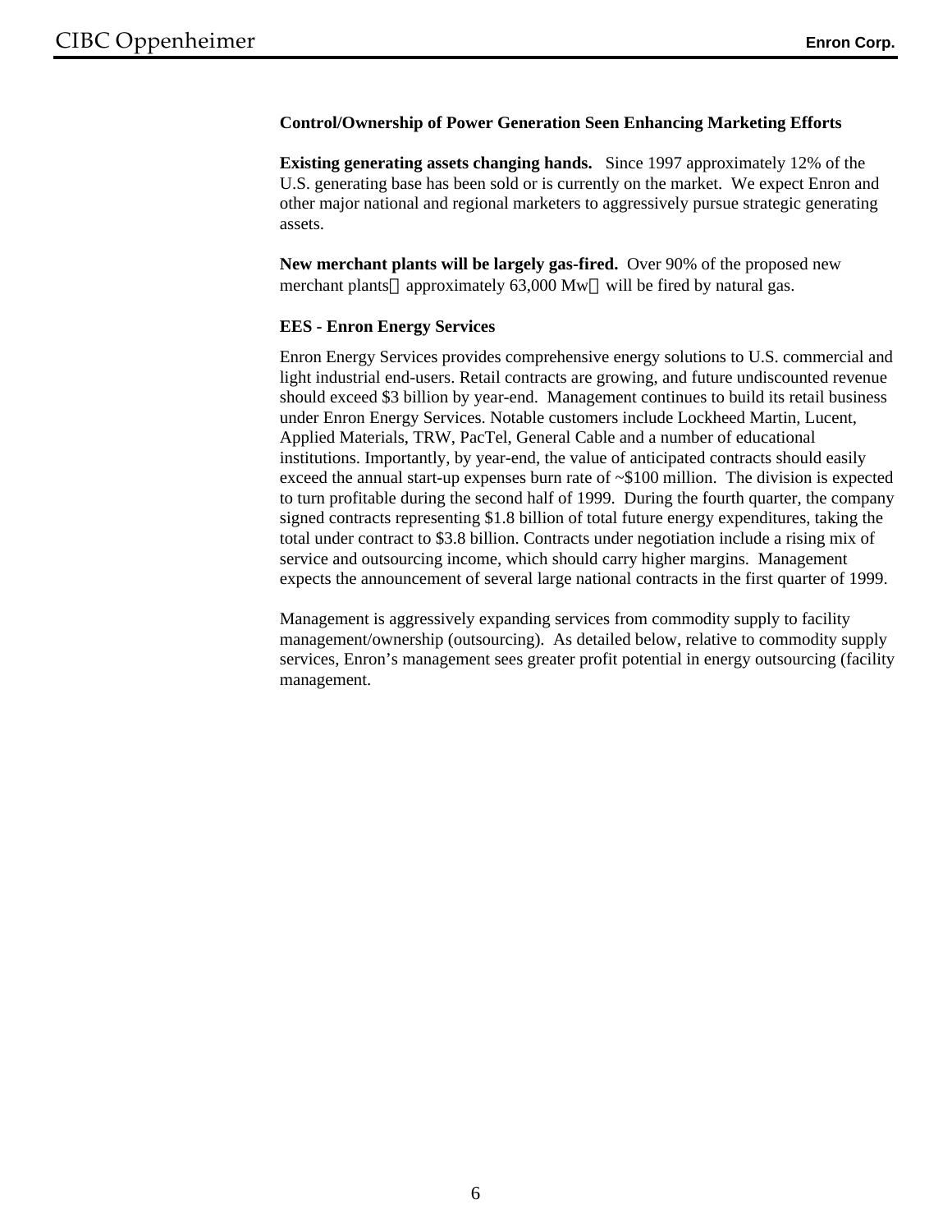**Control/Ownership of Power Generation Seen Enhancing Marketing Efforts**

**Existing generating assets changing hands.** Since 1997 approximately 12% of the U.S. generating base has been sold or is currently on the market. We expect Enron and other major national and regional marketers to aggressively pursue strategic generating assets.

**New merchant plants will be largely gas-fired.** Over 90% of the proposed new merchant plants approximately 63,000 Mw will be fired by natural gas.

**EES - Enron Energy Services**

Enron Energy Services provides comprehensive energy solutions to U.S. commercial and light industrial end-users. Retail contracts are growing, and future undiscounted revenue should exceed $3 billion by year-end. Management continues to build its retail business under Enron Energy Services. Notable customers include Lockheed Martin, Lucent, Applied Materials, TRW, PacTel, General Cable and a number of educational institutions. Importantly, by year-end, the value of anticipated contracts should easily exceed the annual start-up expenses burn rate of ~$100 million. The division is expected to turn profitable during the second half of 1999. During the fourth quarter, the company signed contracts representing $1.8 billion of total future energy expenditures, taking the total under contract to $3.8 billion. Contracts under negotiation include a rising mix of service and outsourcing income, which should carry higher margins. Management expects the announcement of several large national contracts in the first quarter of 1999.

Management is aggressively expanding services from commodity supply to facility management/ownership (outsourcing). As detailed below, relative to commodity supply services, Enron's management sees greater profit potential in energy outsourcing (facility management.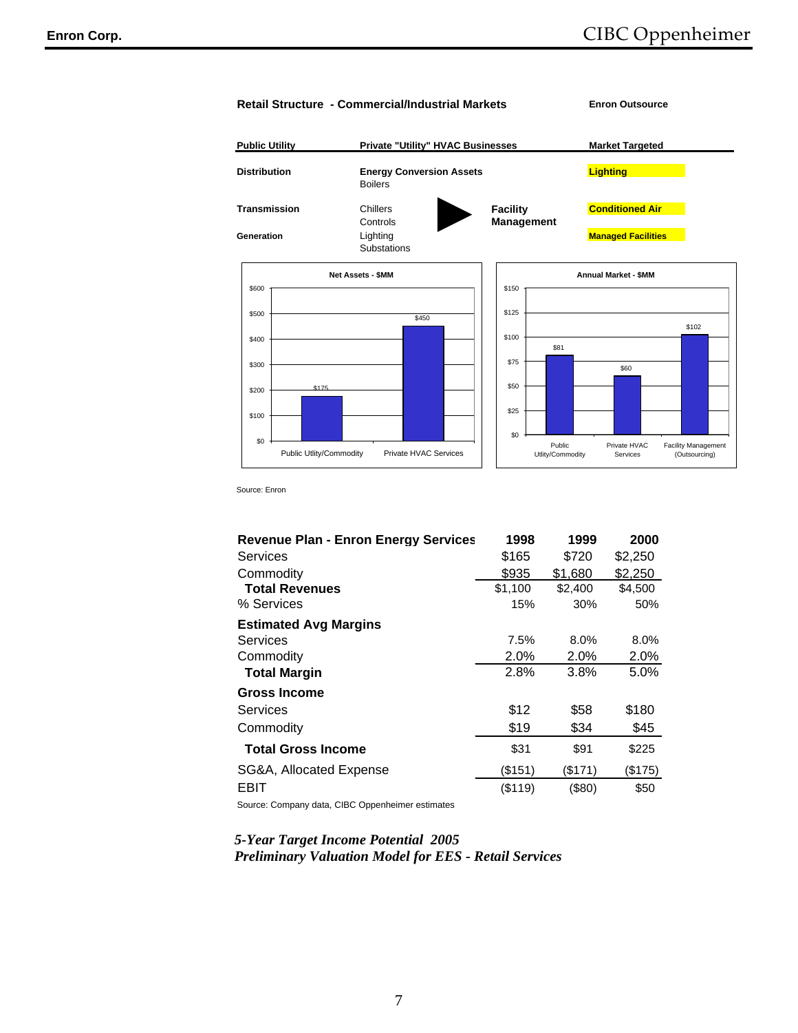**Retail Structure - Commercial/Industrial Markets**

| Public Utility | Private "Utility" HVAC Businesses | | Enron Outsource Market Targeted |
|---|---|---|---|
| Distribution | **Energy Conversion Assets** Boilers | | Lighting |
| Transmission | Chillers Controls | Facility Management | Conditioned Air |
| Generation | Lighting Substations | | Managed Facilities |

**Net Assets - $MM**

| Category | Value |
|---|---|
| Public Utlity/Commodity | $175 |
| Private HVAC Services | $450 |

**Annual Market - $MM**

| Category | Value |
|---|---|
| Public Utlity/Commodity | $81 |
| Private HVAC Services | $60 |
| Facility Management (Outsourcing) | $102 |

Source: Enron

| Revenue Plan - Enron Energy Services | 1998 | 1999 | 2000 |
|---|---|---|---|
| Services | $165 | $720 | $2,250 |
| Commodity | $935 | $1,680 | $2,250 |
| **Total Revenues** | $1,100 | $2,400 | $4,500 |
| % Services | 15% | 30% | 50% |
| **Estimated Avg Margins** | | | |
| Services | 7.5% | 8.0% | 8.0% |
| Commodity | 2.0% | 2.0% | 2.0% |
| **Total Margin** | 2.8% | 3.8% | 5.0% |
| **Gross Income** | | | |
| Services | $12 | $58 | $180 |
| Commodity | $19 | $34 | $45 |
| **Total Gross Income** | $31 | $91 | $225 |
| SG&A, Allocated Expense | ($151) | ($171) | ($175) |
| EBIT | ($119) | ($80) | $50 |

Source: Company data, CIBC Oppenheimer estimates

*5-Year Target Income Potential 2005*
*Preliminary Valuation Model for EES - Retail Services*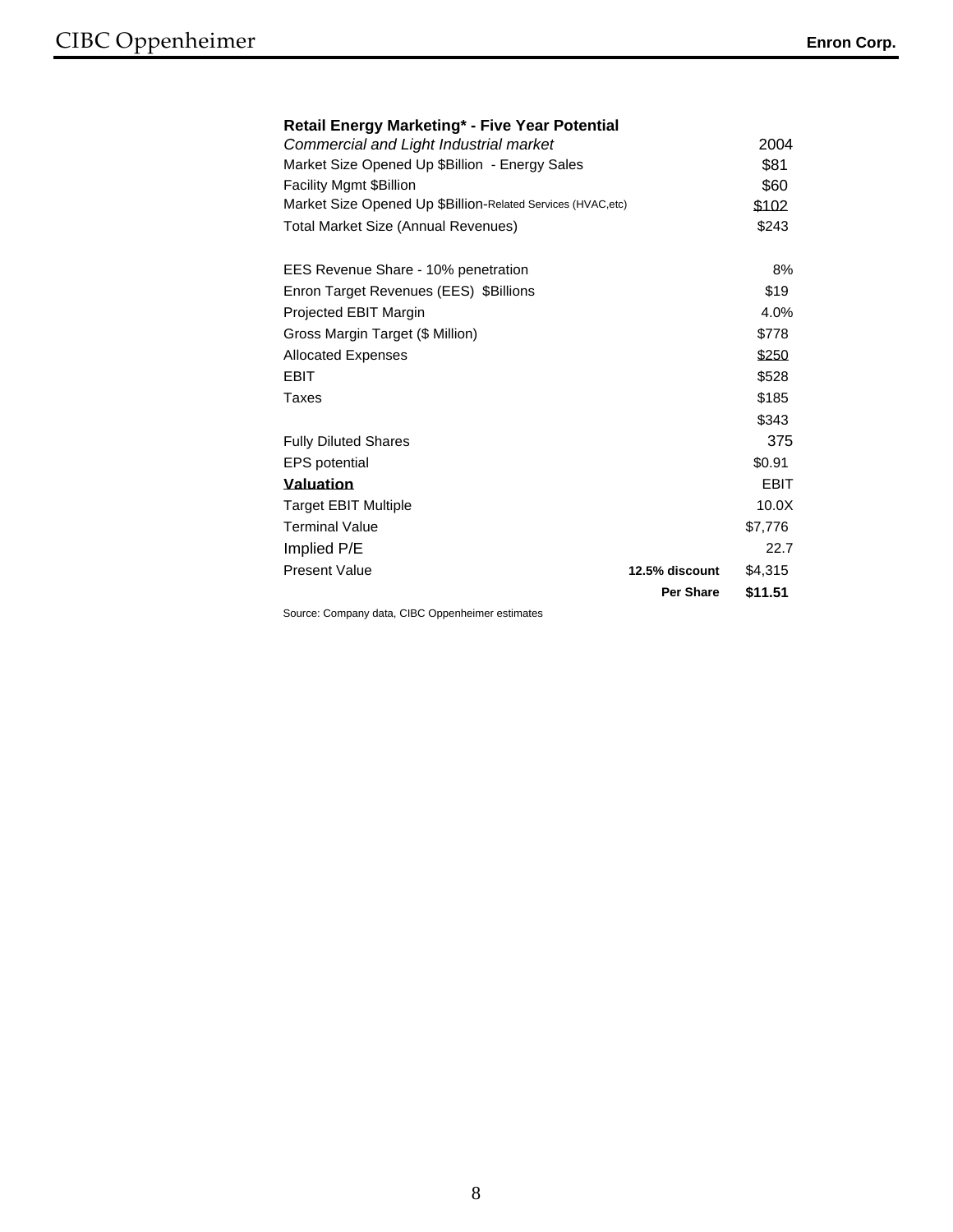**Retail Energy Marketing* - Five Year Potential**

| *Commercial and Light Industrial market* | | 2004 |
|---|---|---|
| Market Size Opened Up $Billion - Energy Sales | | $81 |
| Facility Mgmt $Billion | | $60 |
| Market Size Opened Up $Billion-Related Services (HVAC,etc) | | $102 |
| Total Market Size (Annual Revenues) | | $243 |
| | | |
| EES Revenue Share - 10% penetration | | 8% |
| Enron Target Revenues (EES) $Billions | | $19 |
| Projected EBIT Margin | | 4.0% |
| Gross Margin Target ($ Million) | | $778 |
| Allocated Expenses | | $250 |
| EBIT | | $528 |
| Taxes | | $185 |
| | | $343 |
| Fully Diluted Shares | | 375 |
| EPS potential | | $0.91 |
| **Valuation** | | EBIT |
| Target EBIT Multiple | | 10.0X |
| Terminal Value | | $7,776 |
| Implied P/E | | 22.7 |
| Present Value | **12.5% discount** | $4,315 |
| | **Per Share** | **$11.51** |

Source: Company data, CIBC Oppenheimer estimates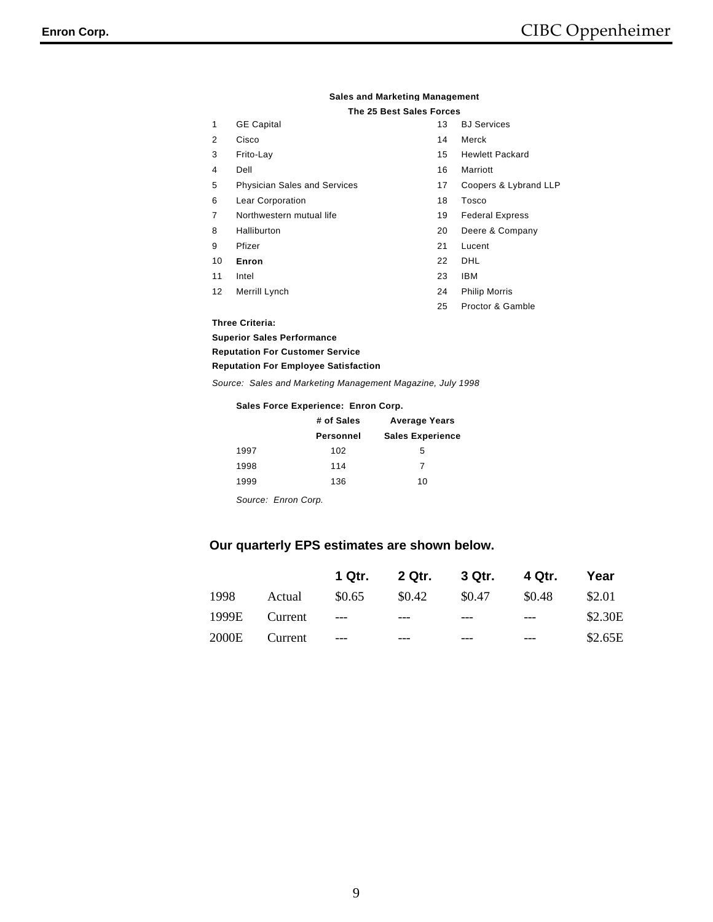**Sales and Marketing Management**

**The 25 Best Sales Forces**

| | | | |
|---|---|---|---|
| 1 | GE Capital | 13 | BJ Services |
| 2 | Cisco | 14 | Merck |
| 3 | Frito-Lay | 15 | Hewlett Packard |
| 4 | Dell | 16 | Marriott |
| 5 | Physician Sales and Services | 17 | Coopers & Lybrand LLP |
| 6 | Lear Corporation | 18 | Tosco |
| 7 | Northwestern mutual life | 19 | Federal Express |
| 8 | Halliburton | 20 | Deere & Company |
| 9 | Pfizer | 21 | Lucent |
| 10 | **Enron** | 22 | DHL |
| 11 | Intel | 23 | IBM |
| 12 | Merrill Lynch | 24 | Philip Morris |
| | | 25 | Proctor & Gamble |

**Three Criteria:**

**Superior Sales Performance**

**Reputation For Customer Service**

**Reputation For Employee Satisfaction**

*Source: Sales and Marketing Management Magazine, July 1998*

**Sales Force Experience: Enron Corp.**

| | # of Sales Personnel | Average Years Sales Experience |
|---|---|---|
| 1997 | 102 | 5 |
| 1998 | 114 | 7 |
| 1999 | 136 | 10 |

*Source: Enron Corp.*

**Our quarterly EPS estimates are shown below.**

| | | 1 Qtr. | 2 Qtr. | 3 Qtr. | 4 Qtr. | Year |
|---|---|---|---|---|---|---|
| 1998 | Actual | $0.65 | $0.42 | $0.47 | $0.48 | $2.01 |
| 1999E | Current | --- | --- | --- | --- | $2.30E |
| 2000E | Current | --- | --- | --- | --- | $2.65E |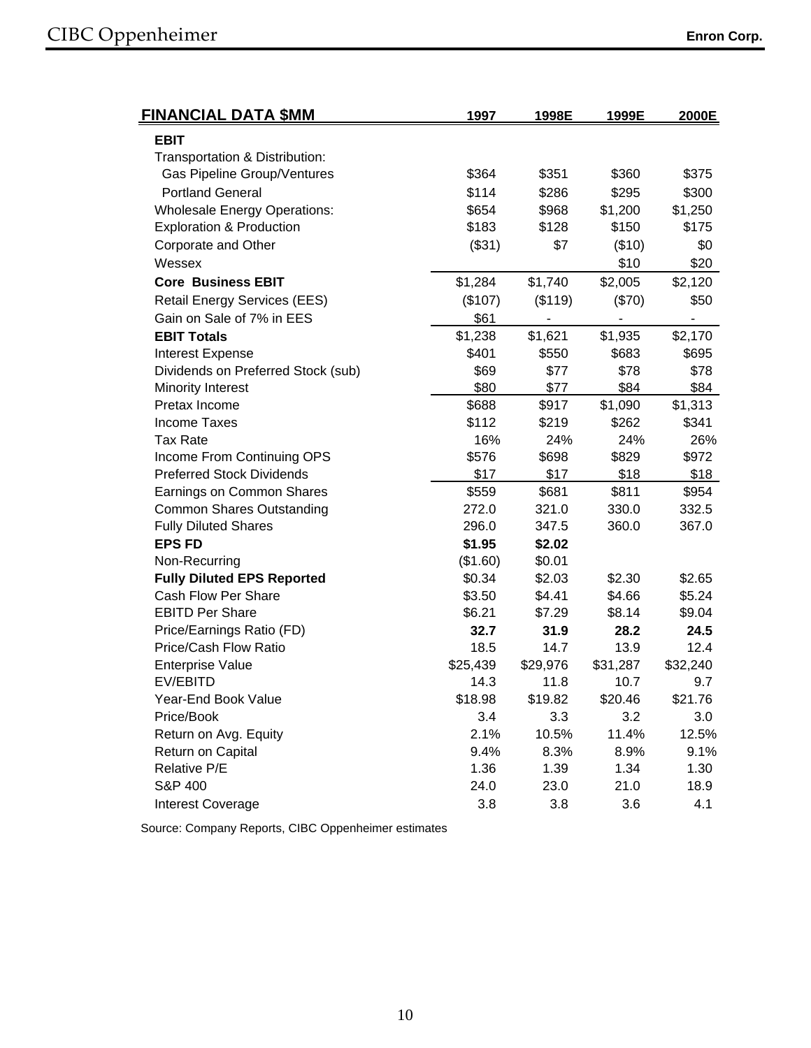| FINANCIAL DATA $MM | 1997 | 1998E | 1999E | 2000E |
|---|---|---|---|---|
| **EBIT** | | | | |
| Transportation & Distribution: | | | | |
| Gas Pipeline Group/Ventures | $364 | $351 | $360 | $375 |
| Portland General | $114 | $286 | $295 | $300 |
| Wholesale Energy Operations: | $654 | $968 | $1,200 | $1,250 |
| Exploration & Production | $183 | $128 | $150 | $175 |
| Corporate and Other | ($31) | $7 | ($10) | $0 |
| Wessex | | | $10 | $20 |
| **Core Business EBIT** | $1,284 | $1,740 | $2,005 | $2,120 |
| Retail Energy Services (EES) | ($107) | ($119) | ($70) | $50 |
| Gain on Sale of 7% in EES | $61 | - | - | - |
| **EBIT Totals** | $1,238 | $1,621 | $1,935 | $2,170 |
| Interest Expense | $401 | $550 | $683 | $695 |
| Dividends on Preferred Stock (sub) | $69 | $77 | $78 | $78 |
| Minority Interest | $80 | $77 | $84 | $84 |
| Pretax Income | $688 | $917 | $1,090 | $1,313 |
| Income Taxes | $112 | $219 | $262 | $341 |
| Tax Rate | 16% | 24% | 24% | 26% |
| Income From Continuing OPS | $576 | $698 | $829 | $972 |
| Preferred Stock Dividends | $17 | $17 | $18 | $18 |
| Earnings on Common Shares | $559 | $681 | $811 | $954 |
| Common Shares Outstanding | 272.0 | 321.0 | 330.0 | 332.5 |
| Fully Diluted Shares | 296.0 | 347.5 | 360.0 | 367.0 |
| **EPS FD** | **$1.95** | **$2.02** | | |
| Non-Recurring | ($1.60) | $0.01 | | |
| **Fully Diluted EPS Reported** | $0.34 | $2.03 | $2.30 | $2.65 |
| Cash Flow Per Share | $3.50 | $4.41 | $4.66 | $5.24 |
| EBITD Per Share | $6.21 | $7.29 | $8.14 | $9.04 |
| Price/Earnings Ratio (FD) | **32.7** | **31.9** | **28.2** | **24.5** |
| Price/Cash Flow Ratio | 18.5 | 14.7 | 13.9 | 12.4 |
| Enterprise Value | $25,439 | $29,976 | $31,287 | $32,240 |
| EV/EBITD | 14.3 | 11.8 | 10.7 | 9.7 |
| Year-End Book Value | $18.98 | $19.82 | $20.46 | $21.76 |
| Price/Book | 3.4 | 3.3 | 3.2 | 3.0 |
| Return on Avg. Equity | 2.1% | 10.5% | 11.4% | 12.5% |
| Return on Capital | 9.4% | 8.3% | 8.9% | 9.1% |
| Relative P/E | 1.36 | 1.39 | 1.34 | 1.30 |
| S&P 400 | 24.0 | 23.0 | 21.0 | 18.9 |
| Interest Coverage | 3.8 | 3.8 | 3.6 | 4.1 |

Source: Company Reports, CIBC Oppenheimer estimates